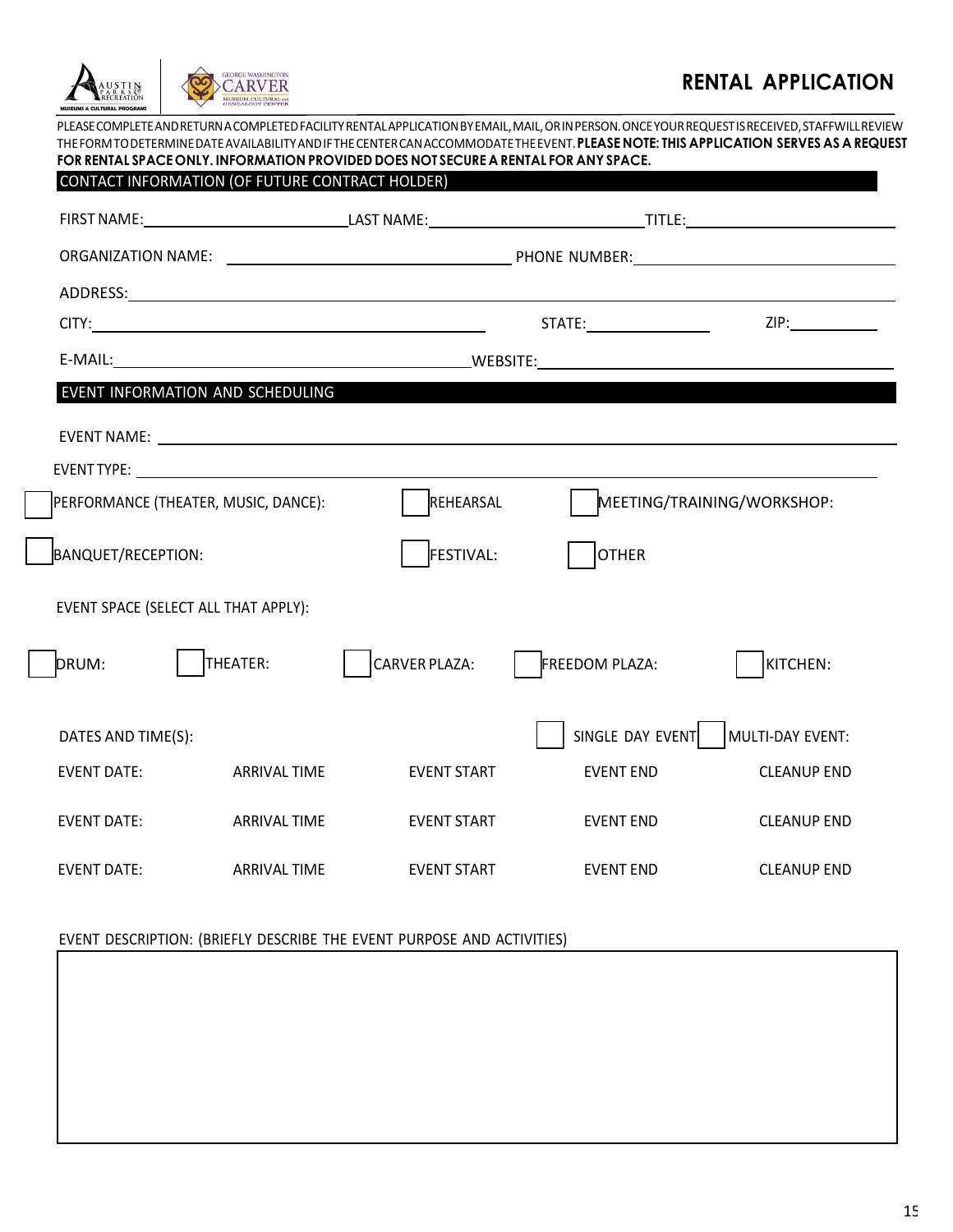# RENTAL APPLICATION

PLEASE COMPLETE AND RETURN A COMPLETED FACILITY RENTAL APPLICATION BY EMAIL, MAIL, OR IN PERSON. ONCE YOUR REQUEST IS RECEIVED, STAFF WILL REVIEW THE FORM TO DETERMINE DATE AVAILABILITY AND IF THE CENTER CAN ACCOMMODATE THE EVENT. **PLEASE NOTE: THIS APPLICATION SERVES AS A REQUEST FOR RENTAL SPACE ONLY. INFORMATION PROVIDED DOES NOT SECURE A RENTAL FOR ANY SPACE.**

## CONTACT INFORMATION (OF FUTURE CONTRACT HOLDER)

FIRST NAME: ______________________ LAST NAME: ______________________ TITLE: ______________________

ORGANIZATION NAME: ______________________ PHONE NUMBER: ______________________

ADDRESS: ______________________________________________

CITY: ______________________ STATE: __________ ZIP: __________

E-MAIL: ______________________ WEBSITE: ______________________

## EVENT INFORMATION AND SCHEDULING

EVENT NAME: ______________________________________________

EVENT TYPE: ______________________________________________

☐ PERFORMANCE (THEATER, MUSIC, DANCE): ☐ REHEARSAL ☐ MEETING/TRAINING/WORKSHOP:

☐ BANQUET/RECEPTION: ☐ FESTIVAL: ☐ OTHER

EVENT SPACE (SELECT ALL THAT APPLY):

☐ DRUM: ☐ THEATER: ☐ CARVER PLAZA: ☐ FREEDOM PLAZA: ☐ KITCHEN:

DATES AND TIME(S): ☐ SINGLE DAY EVENT ☐ MULTI-DAY EVENT:

| EVENT DATE: | ARRIVAL TIME | EVENT START | EVENT END | CLEANUP END |
|---|---|---|---|---|
| EVENT DATE: | ARRIVAL TIME | EVENT START | EVENT END | CLEANUP END |
| EVENT DATE: | ARRIVAL TIME | EVENT START | EVENT END | CLEANUP END |

EVENT DESCRIPTION: (BRIEFLY DESCRIBE THE EVENT PURPOSE AND ACTIVITIES)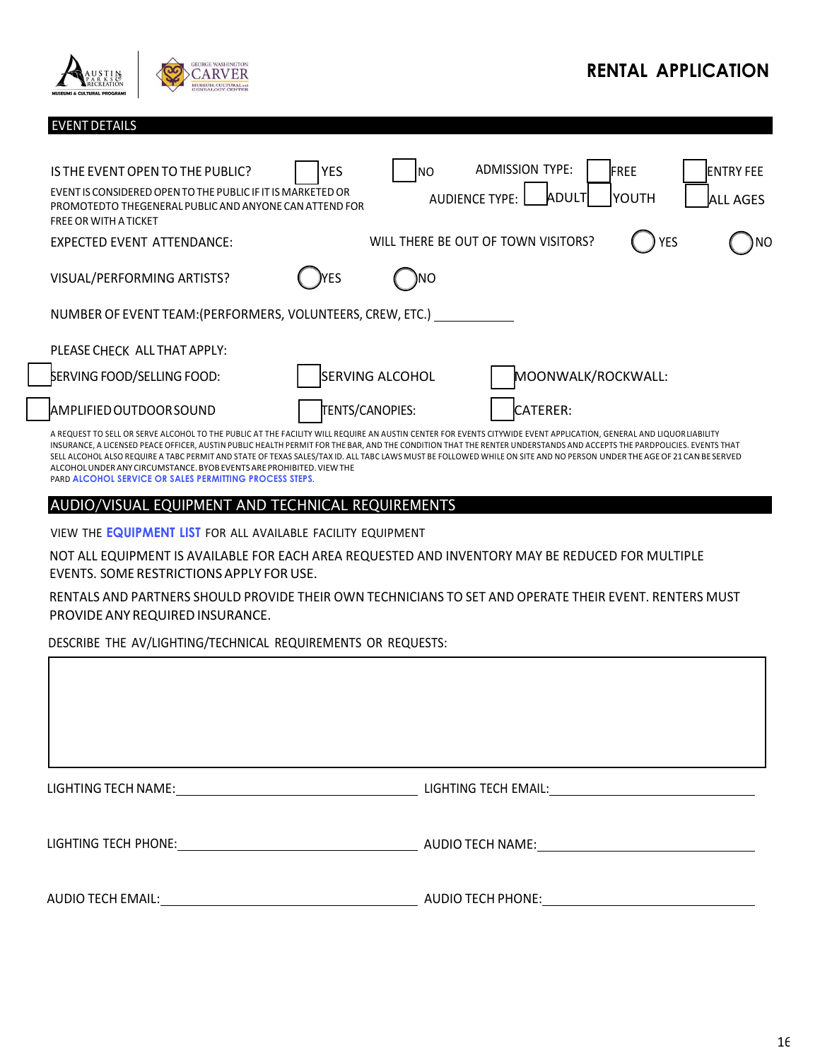# RENTAL APPLICATION

## EVENT DETAILS

IS THE EVENT OPEN TO THE PUBLIC? ☐ YES ☐ NO

EVENT IS CONSIDERED OPEN TO THE PUBLIC IF IT IS MARKETED OR PROMOTEDTO THEGENERAL PUBLIC AND ANYONE CAN ATTEND FOR FREE OR WITH A TICKET

ADMISSION TYPE: ☐ FREE ☐ ENTRY FEE

AUDIENCE TYPE: ☐ ADULT ☐ YOUTH ☐ ALL AGES

EXPECTED EVENT ATTENDANCE:

WILL THERE BE OUT OF TOWN VISITORS? ◯ YES ◯ NO

VISUAL/PERFORMING ARTISTS? ◯ YES ◯ NO

NUMBER OF EVENT TEAM:(PERFORMERS, VOLUNTEERS, CREW, ETC.) ____________

PLEASE CHECK ALL THAT APPLY:

☐ SERVING FOOD/SELLING FOOD: ☐ SERVING ALCOHOL ☐ MOONWALK/ROCKWALL:

☐ AMPLIFIED OUTDOOR SOUND ☐ TENTS/CANOPIES: ☐ CATERER:

A REQUEST TO SELL OR SERVE ALCOHOL TO THE PUBLIC AT THE FACILITY WILL REQUIRE AN AUSTIN CENTER FOR EVENTS CITYWIDE EVENT APPLICATION, GENERAL AND LIQUOR LIABILITY INSURANCE, A LICENSED PEACE OFFICER, AUSTIN PUBLIC HEALTH PERMIT FOR THE BAR, AND THE CONDITION THAT THE RENTER UNDERSTANDS AND ACCEPTS THE PARD POLICIES. EVENTS THAT SELL ALCOHOL ALSO REQUIRE A TABC PERMIT AND STATE OF TEXAS SALES/TAX ID. ALL TABC LAWS MUST BE FOLLOWED WHILE ON SITE AND NO PERSON UNDER THE AGE OF 21 CAN BE SERVED ALCOHOL UNDER ANY CIRCUMSTANCE. BYOB EVENTS ARE PROHIBITED. VIEW THE PARD **ALCOHOL SERVICE OR SALES PERMITTING PROCESS STEPS**.

## AUDIO/VISUAL EQUIPMENT AND TECHNICAL REQUIREMENTS

VIEW THE **EQUIPMENT LIST** FOR ALL AVAILABLE FACILITY EQUIPMENT

NOT ALL EQUIPMENT IS AVAILABLE FOR EACH AREA REQUESTED AND INVENTORY MAY BE REDUCED FOR MULTIPLE EVENTS. SOME RESTRICTIONS APPLY FOR USE.

RENTALS AND PARTNERS SHOULD PROVIDE THEIR OWN TECHNICIANS TO SET AND OPERATE THEIR EVENT. RENTERS MUST PROVIDE ANY REQUIRED INSURANCE.

DESCRIBE THE AV/LIGHTING/TECHNICAL REQUIREMENTS OR REQUESTS:

LIGHTING TECH NAME: ____________________ LIGHTING TECH EMAIL: ____________________

LIGHTING TECH PHONE: ____________________ AUDIO TECH NAME: ____________________

AUDIO TECH EMAIL: ____________________ AUDIO TECH PHONE: ____________________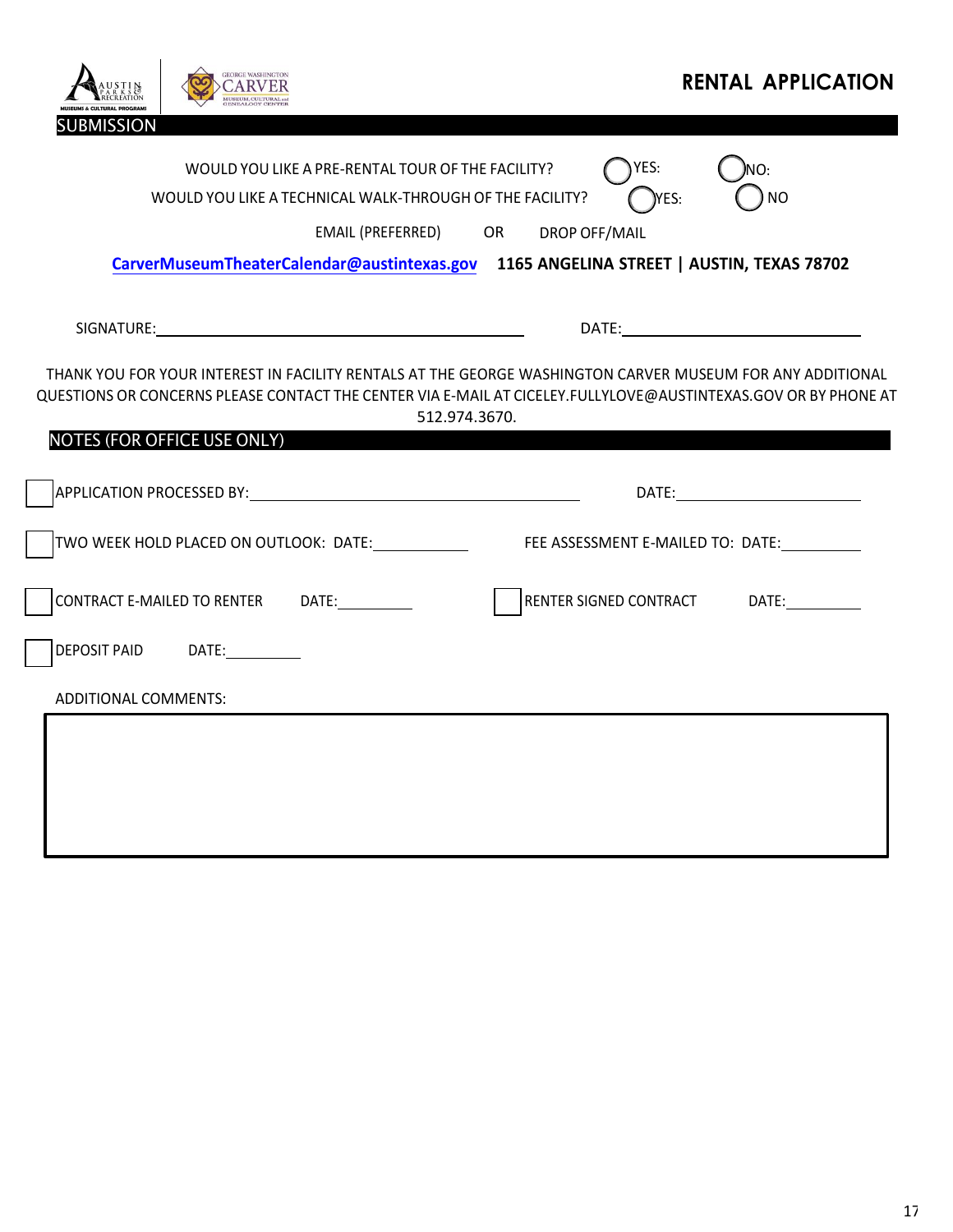**RENTAL APPLICATION**

## SUBMISSION

WOULD YOU LIKE A PRE-RENTAL TOUR OF THE FACILITY? ◯ YES: ◯ NO:

WOULD YOU LIKE A TECHNICAL WALK-THROUGH OF THE FACILITY? ◯ YES: ◯ NO

EMAIL (PREFERRED) OR DROP OFF/MAIL

CarverMuseumTheaterCalendar@austintexas.gov **1165 ANGELINA STREET | AUSTIN, TEXAS 78702**

SIGNATURE:______________________________ DATE:____________________

THANK YOU FOR YOUR INTEREST IN FACILITY RENTALS AT THE GEORGE WASHINGTON CARVER MUSEUM FOR ANY ADDITIONAL QUESTIONS OR CONCERNS PLEASE CONTACT THE CENTER VIA E-MAIL AT CICELEY.FULLYLOVE@AUSTINTEXAS.GOV OR BY PHONE AT 512.974.3670.

## NOTES (FOR OFFICE USE ONLY)

☐ APPLICATION PROCESSED BY:______________________________ DATE:____________________

☐ TWO WEEK HOLD PLACED ON OUTLOOK: DATE:__________ FEE ASSESSMENT E-MAILED TO: DATE:__________

☐ CONTRACT E-MAILED TO RENTER DATE:__________ ☐ RENTER SIGNED CONTRACT DATE:__________

☐ DEPOSIT PAID DATE:__________

ADDITIONAL COMMENTS: